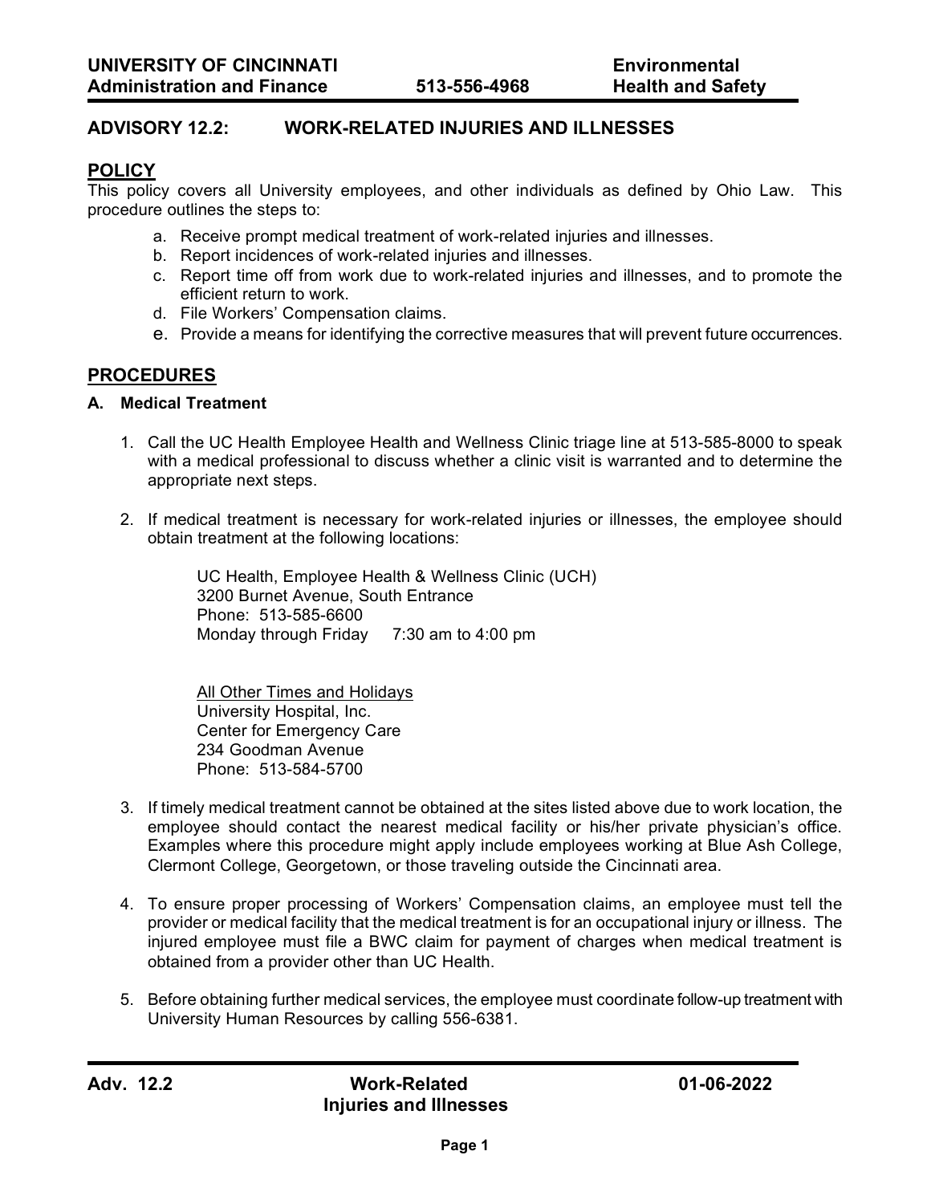# UNIVERSITY OF CINCINNATI
**Administration and Finance** **513-556-4968** **Environmental Health and Safety**

## ADVISORY 12.2: WORK-RELATED INJURIES AND ILLNESSES

## POLICY

This policy covers all University employees, and other individuals as defined by Ohio Law. This procedure outlines the steps to:

a. Receive prompt medical treatment of work-related injuries and illnesses.
b. Report incidences of work-related injuries and illnesses.
c. Report time off from work due to work-related injuries and illnesses, and to promote the efficient return to work.
d. File Workers' Compensation claims.
e. Provide a means for identifying the corrective measures that will prevent future occurrences.

## PROCEDURES

### A. Medical Treatment

1. Call the UC Health Employee Health and Wellness Clinic triage line at 513-585-8000 to speak with a medical professional to discuss whether a clinic visit is warranted and to determine the appropriate next steps.

2. If medical treatment is necessary for work-related injuries or illnesses, the employee should obtain treatment at the following locations:

   UC Health, Employee Health & Wellness Clinic (UCH)
   3200 Burnet Avenue, South Entrance
   Phone: 513-585-6600
   Monday through Friday 7:30 am to 4:00 pm

   All Other Times and Holidays
   University Hospital, Inc.
   Center for Emergency Care
   234 Goodman Avenue
   Phone: 513-584-5700

3. If timely medical treatment cannot be obtained at the sites listed above due to work location, the employee should contact the nearest medical facility or his/her private physician's office. Examples where this procedure might apply include employees working at Blue Ash College, Clermont College, Georgetown, or those traveling outside the Cincinnati area.

4. To ensure proper processing of Workers' Compensation claims, an employee must tell the provider or medical facility that the medical treatment is for an occupational injury or illness. The injured employee must file a BWC claim for payment of charges when medical treatment is obtained from a provider other than UC Health.

5. Before obtaining further medical services, the employee must coordinate follow-up treatment with University Human Resources by calling 556-6381.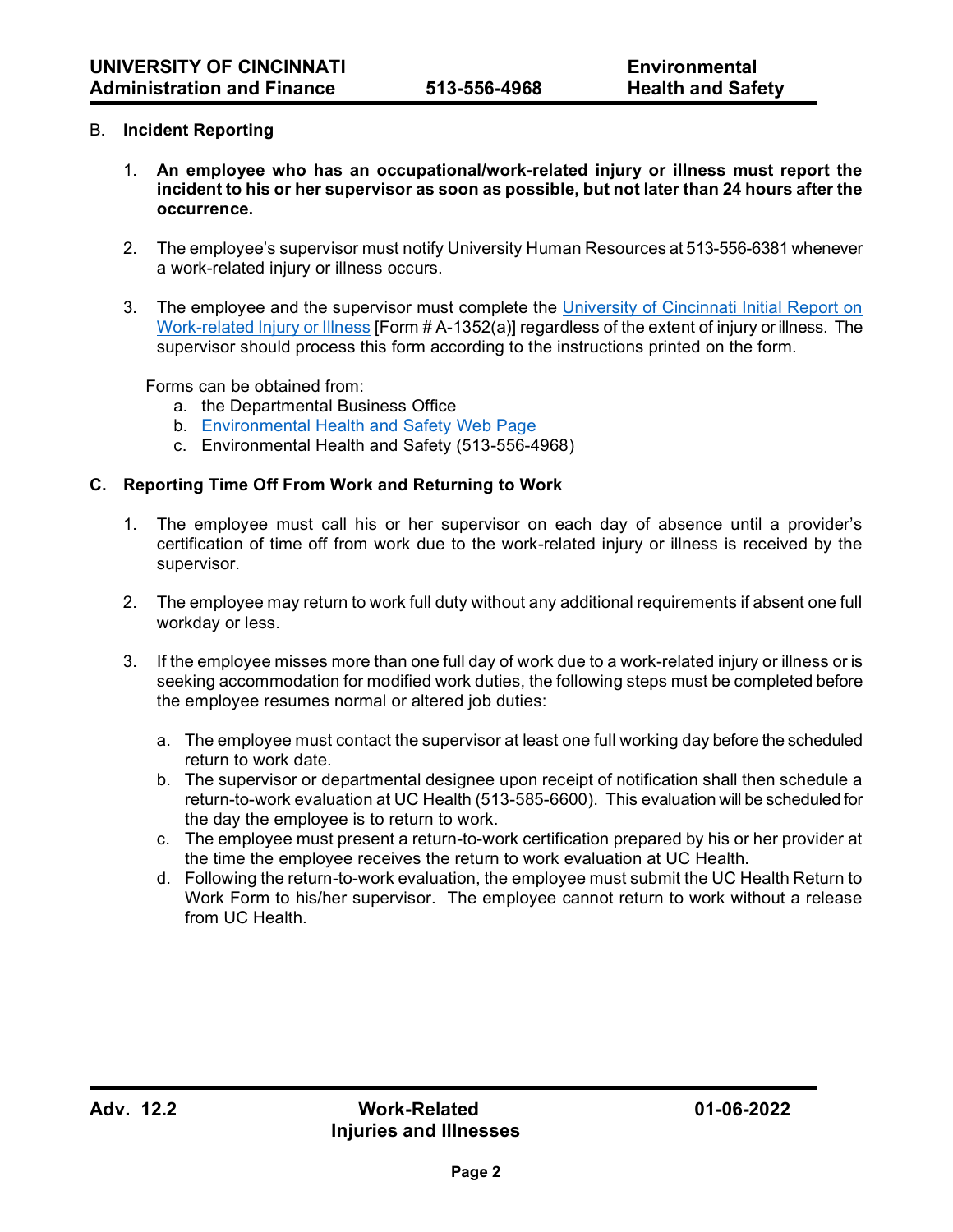## B. Incident Reporting

1. **An employee who has an occupational/work-related injury or illness must report the incident to his or her supervisor as soon as possible, but not later than 24 hours after the occurrence.**

2. The employee's supervisor must notify University Human Resources at 513-556-6381 whenever a work-related injury or illness occurs.

3. The employee and the supervisor must complete the University of Cincinnati Initial Report on Work-related Injury or Illness [Form # A-1352(a)] regardless of the extent of injury or illness. The supervisor should process this form according to the instructions printed on the form.

   Forms can be obtained from:

   a. the Departmental Business Office
   b. Environmental Health and Safety Web Page
   c. Environmental Health and Safety (513-556-4968)

## C. Reporting Time Off From Work and Returning to Work

1. The employee must call his or her supervisor on each day of absence until a provider's certification of time off from work due to the work-related injury or illness is received by the supervisor.

2. The employee may return to work full duty without any additional requirements if absent one full workday or less.

3. If the employee misses more than one full day of work due to a work-related injury or illness or is seeking accommodation for modified work duties, the following steps must be completed before the employee resumes normal or altered job duties:

   a. The employee must contact the supervisor at least one full working day before the scheduled return to work date.
   b. The supervisor or departmental designee upon receipt of notification shall then schedule a return-to-work evaluation at UC Health (513-585-6600). This evaluation will be scheduled for the day the employee is to return to work.
   c. The employee must present a return-to-work certification prepared by his or her provider at the time the employee receives the return to work evaluation at UC Health.
   d. Following the return-to-work evaluation, the employee must submit the UC Health Return to Work Form to his/her supervisor. The employee cannot return to work without a release from UC Health.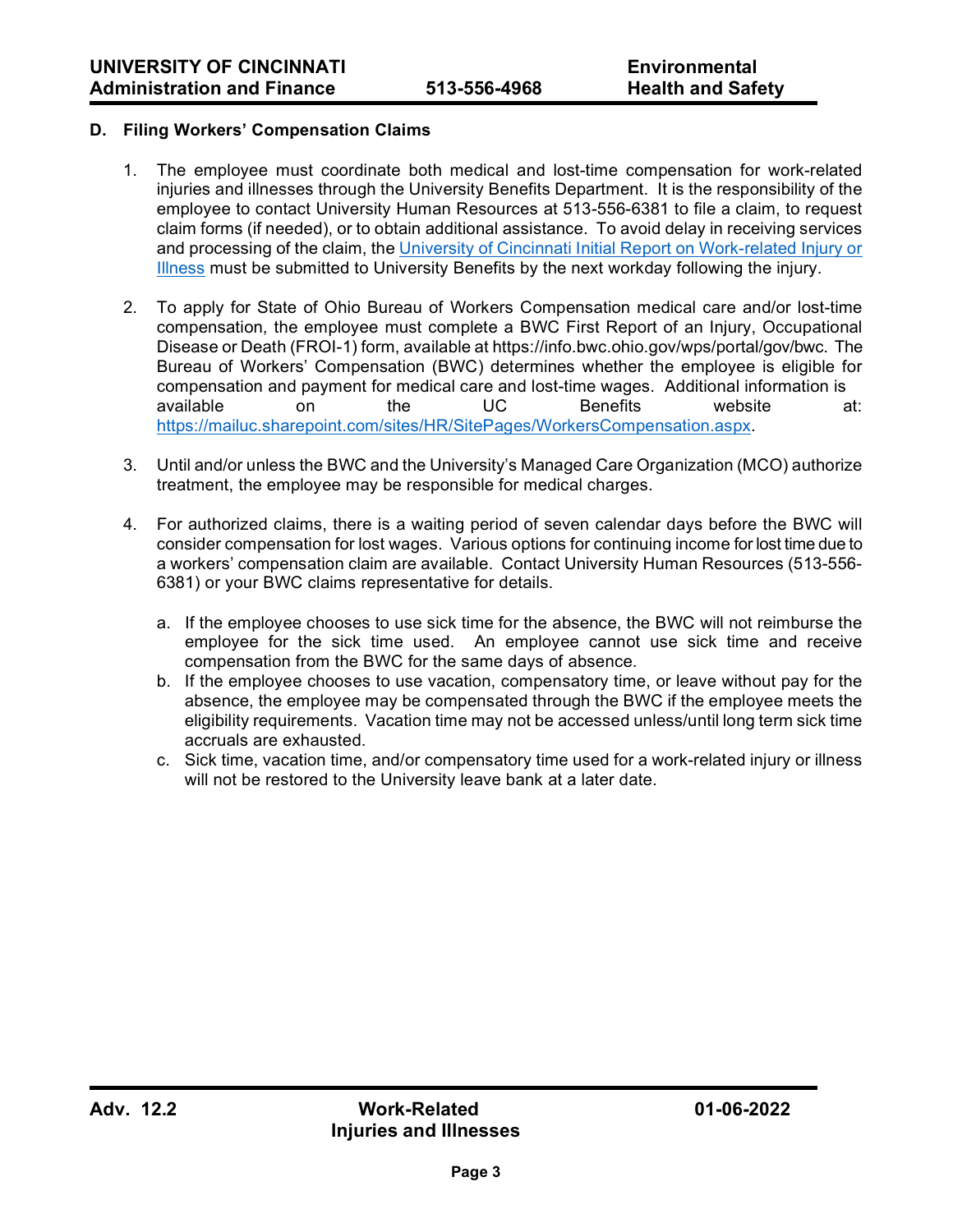### D. Filing Workers' Compensation Claims

1. The employee must coordinate both medical and lost-time compensation for work-related injuries and illnesses through the University Benefits Department. It is the responsibility of the employee to contact University Human Resources at 513-556-6381 to file a claim, to request claim forms (if needed), or to obtain additional assistance. To avoid delay in receiving services and processing of the claim, the University of Cincinnati Initial Report on Work-related Injury or Illness must be submitted to University Benefits by the next workday following the injury.

2. To apply for State of Ohio Bureau of Workers Compensation medical care and/or lost-time compensation, the employee must complete a BWC First Report of an Injury, Occupational Disease or Death (FROI-1) form, available at https://info.bwc.ohio.gov/wps/portal/gov/bwc. The Bureau of Workers' Compensation (BWC) determines whether the employee is eligible for compensation and payment for medical care and lost-time wages. Additional information is available on the UC Benefits website at: https://mailuc.sharepoint.com/sites/HR/SitePages/WorkersCompensation.aspx.

3. Until and/or unless the BWC and the University's Managed Care Organization (MCO) authorize treatment, the employee may be responsible for medical charges.

4. For authorized claims, there is a waiting period of seven calendar days before the BWC will consider compensation for lost wages. Various options for continuing income for lost time due to a workers' compensation claim are available. Contact University Human Resources (513-556-6381) or your BWC claims representative for details.

   a. If the employee chooses to use sick time for the absence, the BWC will not reimburse the employee for the sick time used. An employee cannot use sick time and receive compensation from the BWC for the same days of absence.
   b. If the employee chooses to use vacation, compensatory time, or leave without pay for the absence, the employee may be compensated through the BWC if the employee meets the eligibility requirements. Vacation time may not be accessed unless/until long term sick time accruals are exhausted.
   c. Sick time, vacation time, and/or compensatory time used for a work-related injury or illness will not be restored to the University leave bank at a later date.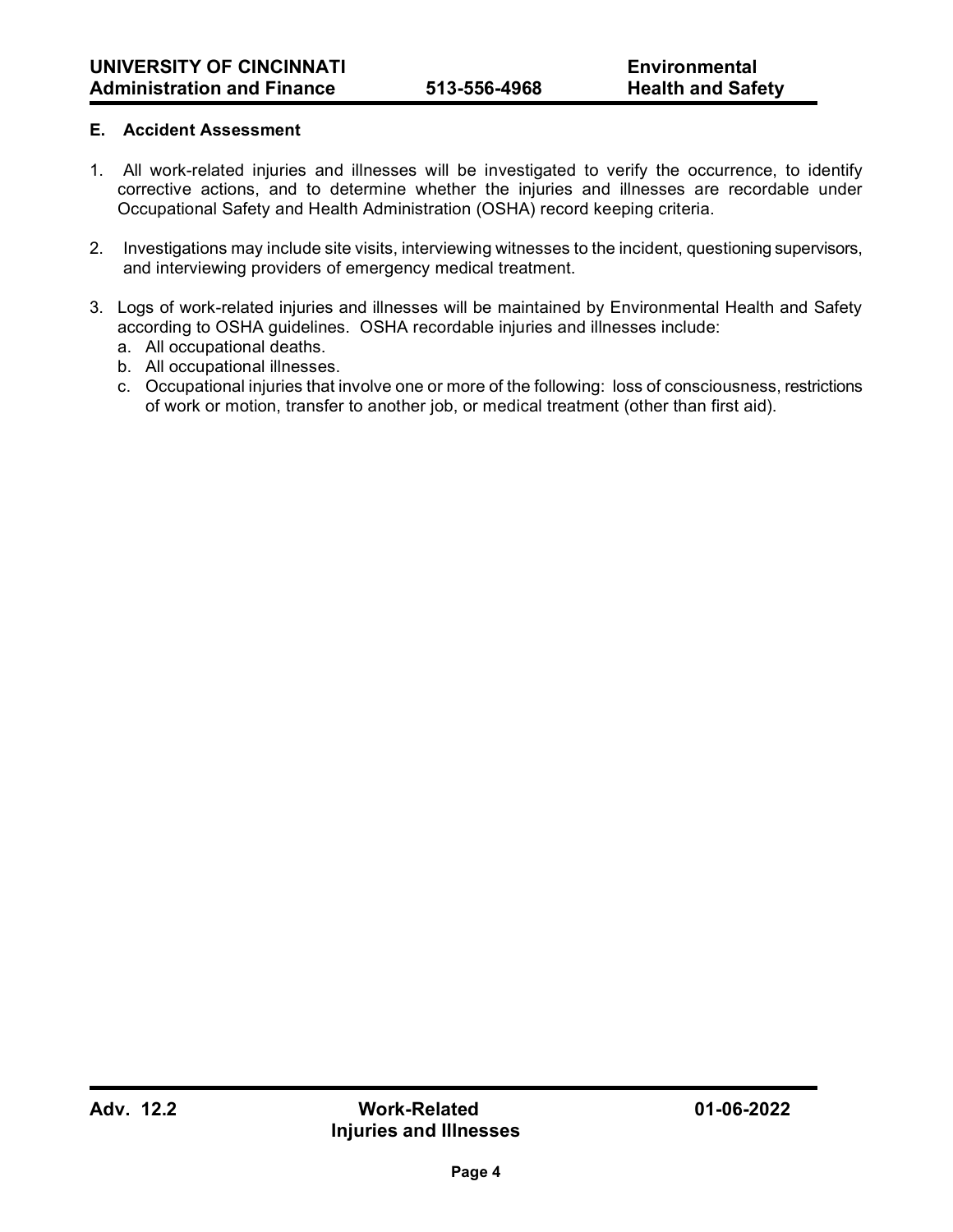### E. Accident Assessment

1. All work-related injuries and illnesses will be investigated to verify the occurrence, to identify corrective actions, and to determine whether the injuries and illnesses are recordable under Occupational Safety and Health Administration (OSHA) record keeping criteria.

2. Investigations may include site visits, interviewing witnesses to the incident, questioning supervisors, and interviewing providers of emergency medical treatment.

3. Logs of work-related injuries and illnesses will be maintained by Environmental Health and Safety according to OSHA guidelines. OSHA recordable injuries and illnesses include:
   a. All occupational deaths.
   b. All occupational illnesses.
   c. Occupational injuries that involve one or more of the following: loss of consciousness, restrictions of work or motion, transfer to another job, or medical treatment (other than first aid).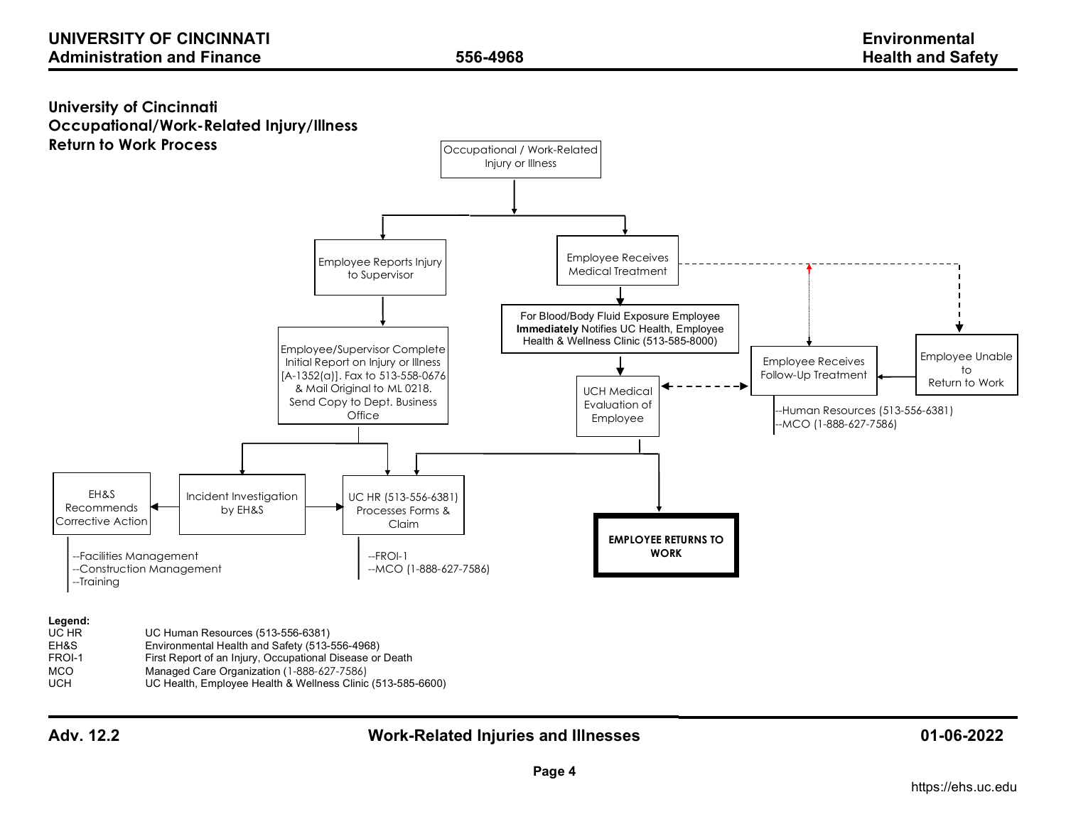## University of Cincinnati
## Occupational/Work-Related Injury/Illness
## Return to Work Process

Occupational / Work-Related Injury or Illness

Employee Reports Injury to Supervisor

Employee Receives Medical Treatment

For Blood/Body Fluid Exposure Employee **Immediately** Notifies UC Health, Employee Health & Wellness Clinic (513-585-8000)

Employee/Supervisor Complete Initial Report on Injury or Illness [A-1352(a)]. Fax to 513-558-0676 & Mail Original to ML 0218. Send Copy to Dept. Business Office

UCH Medical Evaluation of Employee

Employee Receives Follow-Up Treatment

--Human Resources (513-556-6381)
--MCO (1-888-627-7586)

Employee Unable to Return to Work

EH&S Recommends Corrective Action

--Facilities Management
--Construction Management
--Training

Incident Investigation by EH&S

UC HR (513-556-6381) Processes Forms & Claim

--FROI-1
--MCO (1-888-627-7586)

**EMPLOYEE RETURNS TO WORK**

**Legend:**

| | |
|---|---|
| UC HR | UC Human Resources (513-556-6381) |
| EH&S | Environmental Health and Safety (513-556-4968) |
| FROI-1 | First Report of an Injury, Occupational Disease or Death |
| MCO | Managed Care Organization (1-888-627-7586) |
| UCH | UC Health, Employee Health & Wellness Clinic (513-585-6600) |